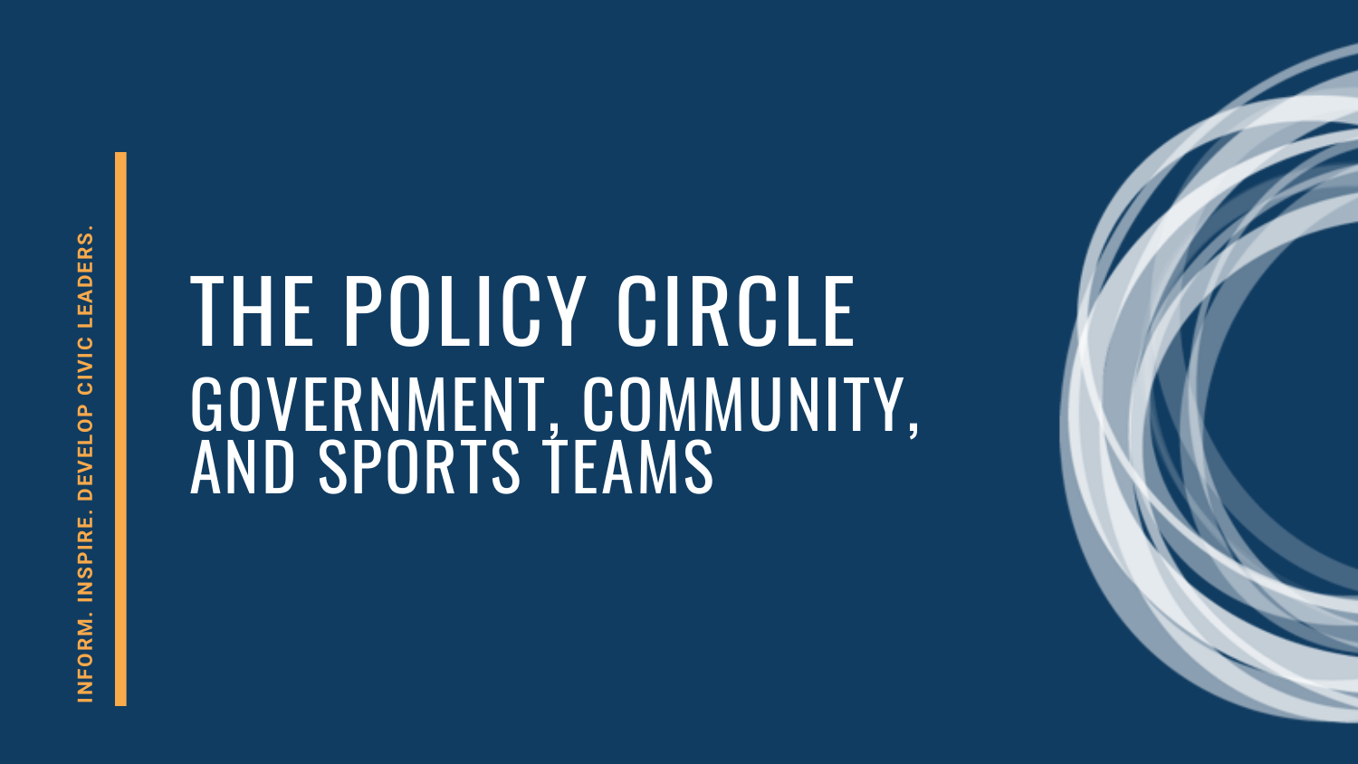INFORM. INSPIRE. DEVELOP CIVIC LEADERS.

# THE POLICY CIRCLE

## GOVERNMENT, COMMUNITY, AND SPORTS TEAMS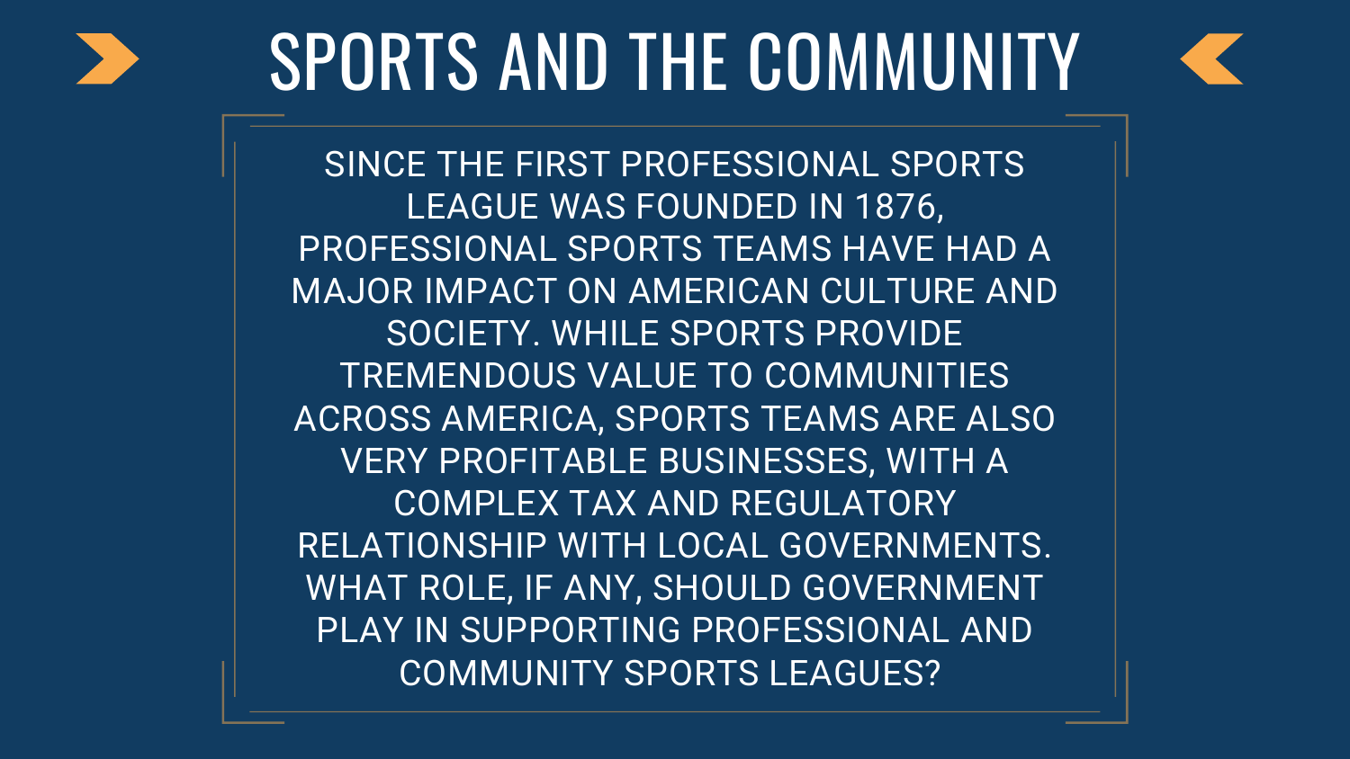# SPORTS AND THE COMMUNITY

SINCE THE FIRST PROFESSIONAL SPORTS LEAGUE WAS FOUNDED IN 1876, PROFESSIONAL SPORTS TEAMS HAVE HAD A MAJOR IMPACT ON AMERICAN CULTURE AND SOCIETY. WHILE SPORTS PROVIDE TREMENDOUS VALUE TO COMMUNITIES ACROSS AMERICA, SPORTS TEAMS ARE ALSO VERY PROFITABLE BUSINESSES, WITH A COMPLEX TAX AND REGULATORY RELATIONSHIP WITH LOCAL GOVERNMENTS. WHAT ROLE, IF ANY, SHOULD GOVERNMENT PLAY IN SUPPORTING PROFESSIONAL AND COMMUNITY SPORTS LEAGUES?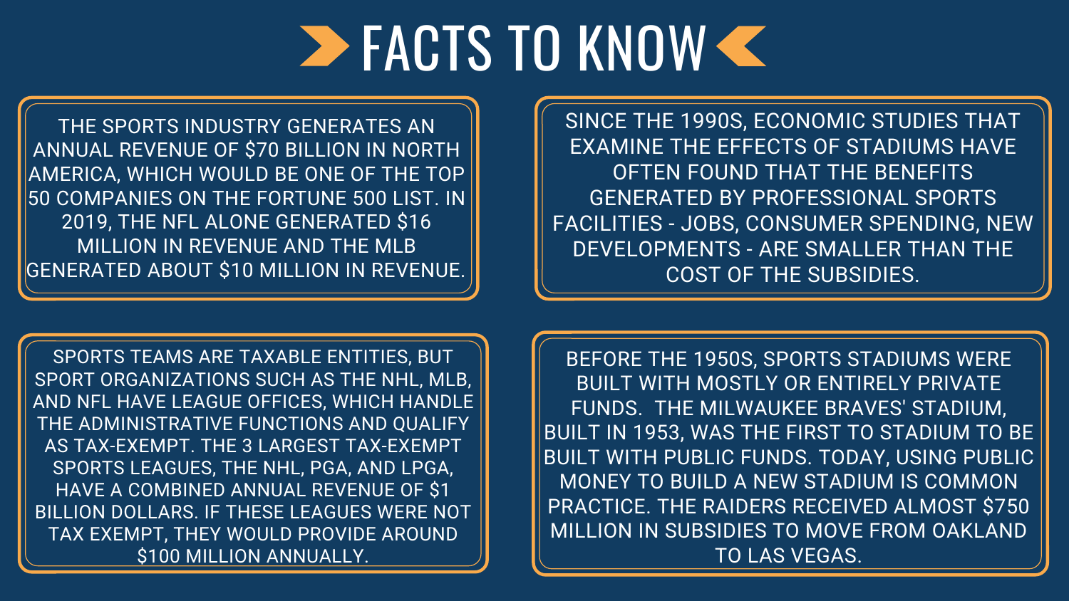# FACTS TO KNOW

THE SPORTS INDUSTRY GENERATES AN ANNUAL REVENUE OF $70 BILLION IN NORTH AMERICA, WHICH WOULD BE ONE OF THE TOP 50 COMPANIES ON THE FORTUNE 500 LIST. IN 2019, THE NFL ALONE GENERATED $16 MILLION IN REVENUE AND THE MLB GENERATED ABOUT $10 MILLION IN REVENUE.

SINCE THE 1990S, ECONOMIC STUDIES THAT EXAMINE THE EFFECTS OF STADIUMS HAVE OFTEN FOUND THAT THE BENEFITS GENERATED BY PROFESSIONAL SPORTS FACILITIES - JOBS, CONSUMER SPENDING, NEW DEVELOPMENTS - ARE SMALLER THAN THE COST OF THE SUBSIDIES.

SPORTS TEAMS ARE TAXABLE ENTITIES, BUT SPORT ORGANIZATIONS SUCH AS THE NHL, MLB, AND NFL HAVE LEAGUE OFFICES, WHICH HANDLE THE ADMINISTRATIVE FUNCTIONS AND QUALIFY AS TAX-EXEMPT. THE 3 LARGEST TAX-EXEMPT SPORTS LEAGUES, THE NHL, PGA, AND LPGA, HAVE A COMBINED ANNUAL REVENUE OF $1 BILLION DOLLARS. IF THESE LEAGUES WERE NOT TAX EXEMPT, THEY WOULD PROVIDE AROUND $100 MILLION ANNUALLY.

BEFORE THE 1950S, SPORTS STADIUMS WERE BUILT WITH MOSTLY OR ENTIRELY PRIVATE FUNDS. THE MILWAUKEE BRAVES' STADIUM, BUILT IN 1953, WAS THE FIRST TO STADIUM TO BE BUILT WITH PUBLIC FUNDS. TODAY, USING PUBLIC MONEY TO BUILD A NEW STADIUM IS COMMON PRACTICE. THE RAIDERS RECEIVED ALMOST $750 MILLION IN SUBSIDIES TO MOVE FROM OAKLAND TO LAS VEGAS.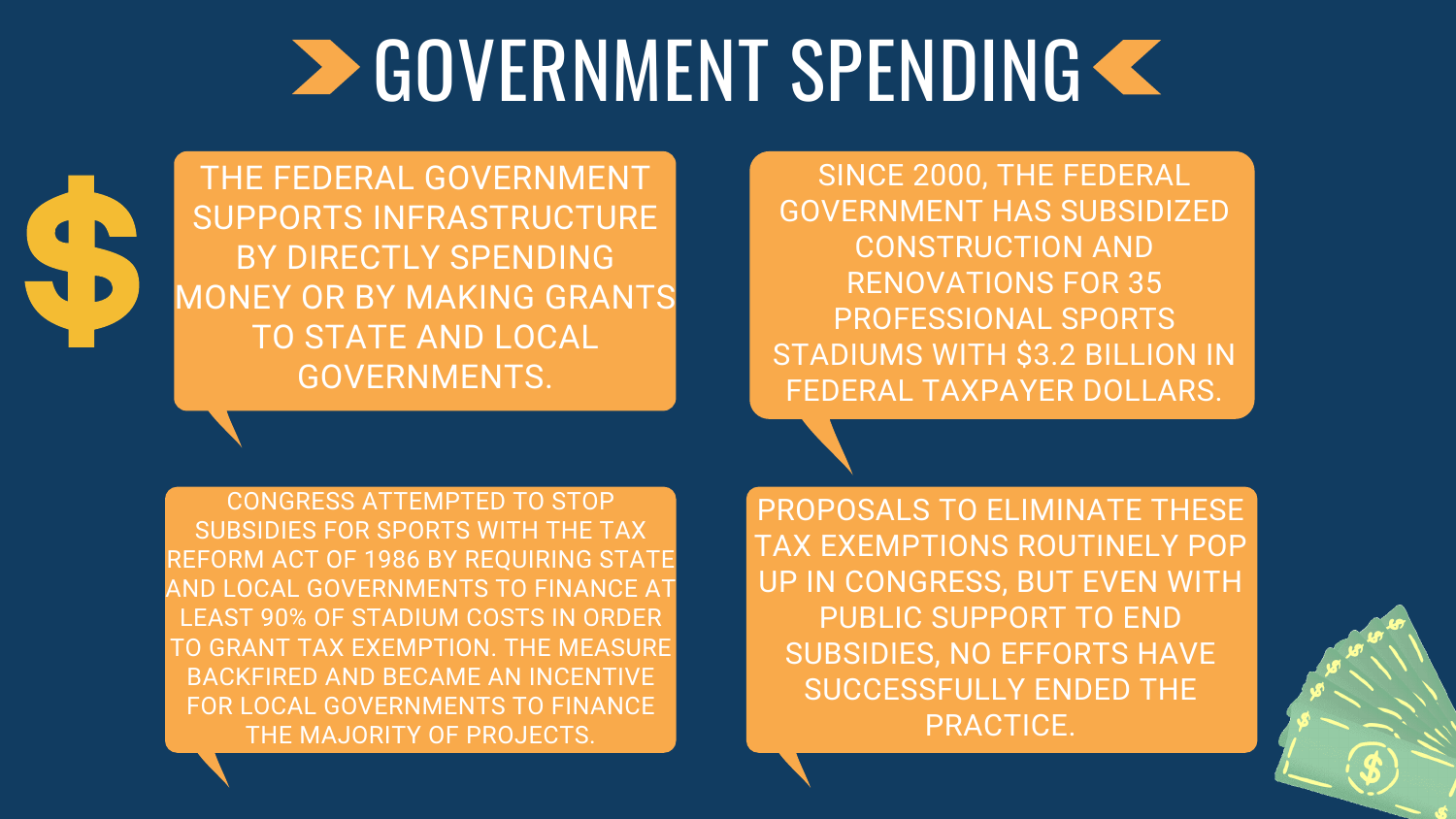# GOVERNMENT SPENDING

THE FEDERAL GOVERNMENT SUPPORTS INFRASTRUCTURE BY DIRECTLY SPENDING MONEY OR BY MAKING GRANTS TO STATE AND LOCAL GOVERNMENTS.

SINCE 2000, THE FEDERAL GOVERNMENT HAS SUBSIDIZED CONSTRUCTION AND RENOVATIONS FOR 35 PROFESSIONAL SPORTS STADIUMS WITH $3.2 BILLION IN FEDERAL TAXPAYER DOLLARS.

CONGRESS ATTEMPTED TO STOP SUBSIDIES FOR SPORTS WITH THE TAX REFORM ACT OF 1986 BY REQUIRING STATE AND LOCAL GOVERNMENTS TO FINANCE AT LEAST 90% OF STADIUM COSTS IN ORDER TO GRANT TAX EXEMPTION. THE MEASURE BACKFIRED AND BECAME AN INCENTIVE FOR LOCAL GOVERNMENTS TO FINANCE THE MAJORITY OF PROJECTS.

PROPOSALS TO ELIMINATE THESE TAX EXEMPTIONS ROUTINELY POP UP IN CONGRESS, BUT EVEN WITH PUBLIC SUPPORT TO END SUBSIDIES, NO EFFORTS HAVE SUCCESSFULLY ENDED THE PRACTICE.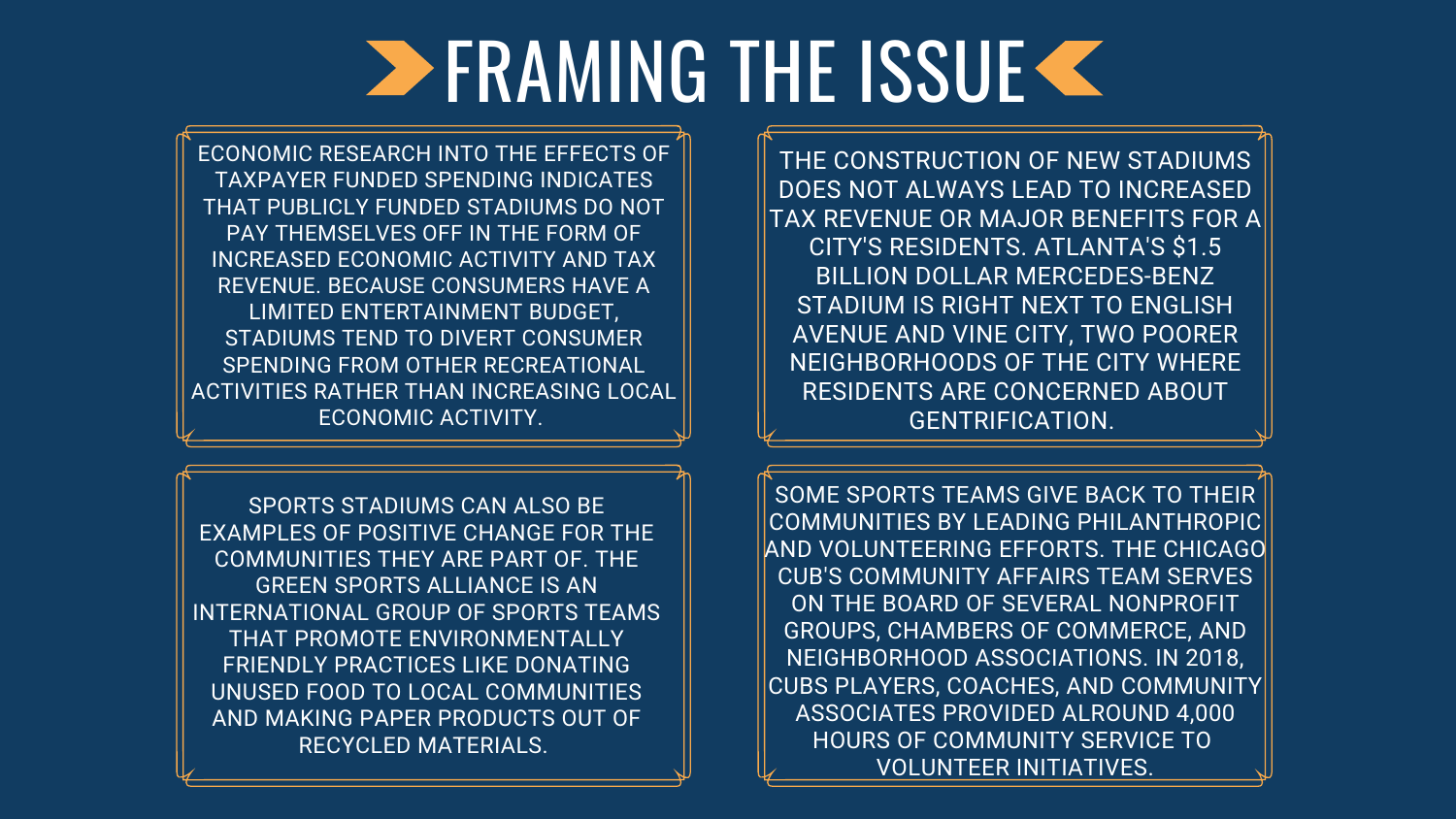# FRAMING THE ISSUE

ECONOMIC RESEARCH INTO THE EFFECTS OF TAXPAYER FUNDED SPENDING INDICATES THAT PUBLICLY FUNDED STADIUMS DO NOT PAY THEMSELVES OFF IN THE FORM OF INCREASED ECONOMIC ACTIVITY AND TAX REVENUE. BECAUSE CONSUMERS HAVE A LIMITED ENTERTAINMENT BUDGET, STADIUMS TEND TO DIVERT CONSUMER SPENDING FROM OTHER RECREATIONAL ACTIVITIES RATHER THAN INCREASING LOCAL ECONOMIC ACTIVITY.

THE CONSTRUCTION OF NEW STADIUMS DOES NOT ALWAYS LEAD TO INCREASED TAX REVENUE OR MAJOR BENEFITS FOR A CITY'S RESIDENTS. ATLANTA'S $1.5 BILLION DOLLAR MERCEDES-BENZ STADIUM IS RIGHT NEXT TO ENGLISH AVENUE AND VINE CITY, TWO POORER NEIGHBORHOODS OF THE CITY WHERE RESIDENTS ARE CONCERNED ABOUT GENTRIFICATION.

SPORTS STADIUMS CAN ALSO BE EXAMPLES OF POSITIVE CHANGE FOR THE COMMUNITIES THEY ARE PART OF. THE GREEN SPORTS ALLIANCE IS AN INTERNATIONAL GROUP OF SPORTS TEAMS THAT PROMOTE ENVIRONMENTALLY FRIENDLY PRACTICES LIKE DONATING UNUSED FOOD TO LOCAL COMMUNITIES AND MAKING PAPER PRODUCTS OUT OF RECYCLED MATERIALS.

SOME SPORTS TEAMS GIVE BACK TO THEIR COMMUNITIES BY LEADING PHILANTHROPIC AND VOLUNTEERING EFFORTS. THE CHICAGO CUB'S COMMUNITY AFFAIRS TEAM SERVES ON THE BOARD OF SEVERAL NONPROFIT GROUPS, CHAMBERS OF COMMERCE, AND NEIGHBORHOOD ASSOCIATIONS. IN 2018, CUBS PLAYERS, COACHES, AND COMMUNITY ASSOCIATES PROVIDED ALROUND 4,000 HOURS OF COMMUNITY SERVICE TO VOLUNTEER INITIATIVES.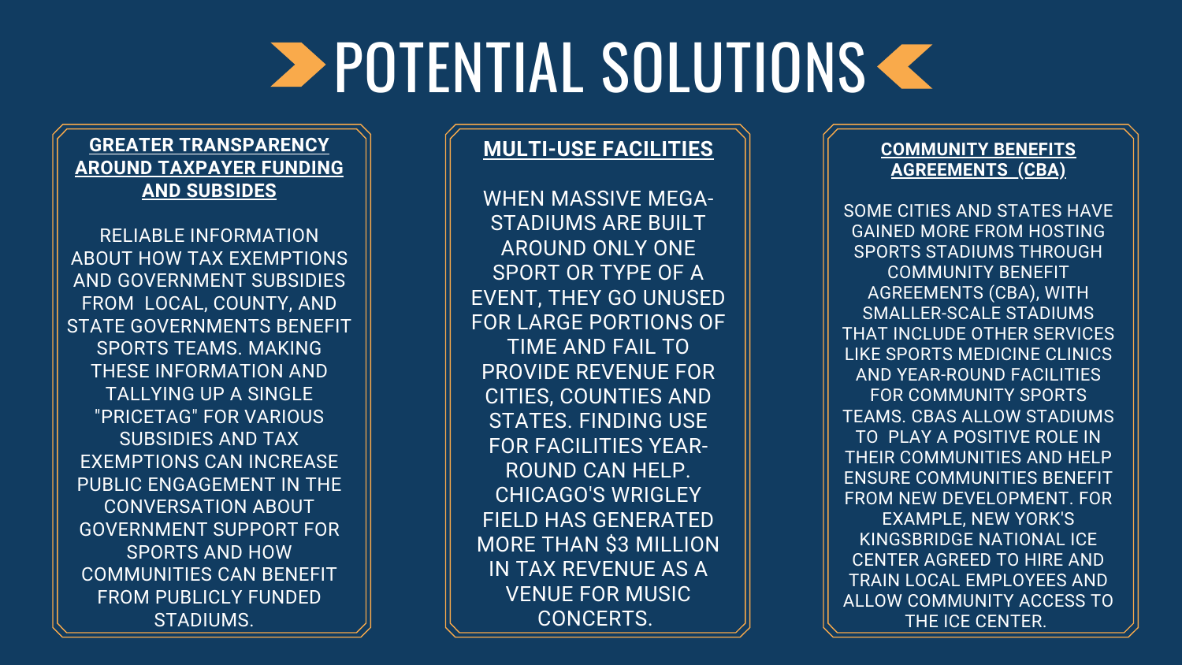# POTENTIAL SOLUTIONS

## GREATER TRANSPARENCY AROUND TAXPAYER FUNDING AND SUBSIDES

RELIABLE INFORMATION ABOUT HOW TAX EXEMPTIONS AND GOVERNMENT SUBSIDIES FROM LOCAL, COUNTY, AND STATE GOVERNMENTS BENEFIT SPORTS TEAMS. MAKING THESE INFORMATION AND TALLYING UP A SINGLE "PRICETAG" FOR VARIOUS SUBSIDIES AND TAX EXEMPTIONS CAN INCREASE PUBLIC ENGAGEMENT IN THE CONVERSATION ABOUT GOVERNMENT SUPPORT FOR SPORTS AND HOW COMMUNITIES CAN BENEFIT FROM PUBLICLY FUNDED STADIUMS.

## MULTI-USE FACILITIES

WHEN MASSIVE MEGA-STADIUMS ARE BUILT AROUND ONLY ONE SPORT OR TYPE OF A EVENT, THEY GO UNUSED FOR LARGE PORTIONS OF TIME AND FAIL TO PROVIDE REVENUE FOR CITIES, COUNTIES AND STATES. FINDING USE FOR FACILITIES YEAR-ROUND CAN HELP. CHICAGO'S WRIGLEY FIELD HAS GENERATED MORE THAN $3 MILLION IN TAX REVENUE AS A VENUE FOR MUSIC CONCERTS.

## COMMUNITY BENEFITS AGREEMENTS (CBA)

SOME CITIES AND STATES HAVE GAINED MORE FROM HOSTING SPORTS STADIUMS THROUGH COMMUNITY BENEFIT AGREEMENTS (CBA), WITH SMALLER-SCALE STADIUMS THAT INCLUDE OTHER SERVICES LIKE SPORTS MEDICINE CLINICS AND YEAR-ROUND FACILITIES FOR COMMUNITY SPORTS TEAMS. CBAS ALLOW STADIUMS TO PLAY A POSITIVE ROLE IN THEIR COMMUNITIES AND HELP ENSURE COMMUNITIES BENEFIT FROM NEW DEVELOPMENT. FOR EXAMPLE, NEW YORK'S KINGSBRIDGE NATIONAL ICE CENTER AGREED TO HIRE AND TRAIN LOCAL EMPLOYEES AND ALLOW COMMUNITY ACCESS TO THE ICE CENTER.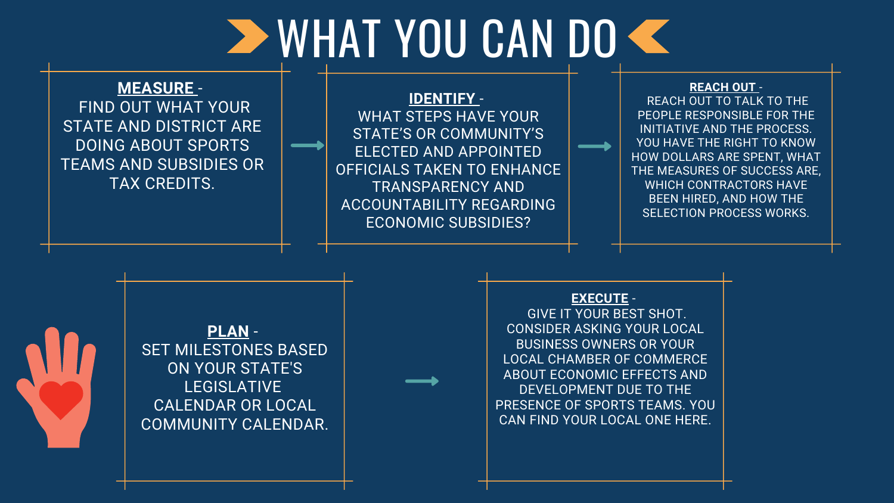# WHAT YOU CAN DO

**MEASURE** -
FIND OUT WHAT YOUR STATE AND DISTRICT ARE DOING ABOUT SPORTS TEAMS AND SUBSIDIES OR TAX CREDITS.

**IDENTIFY** -
WHAT STEPS HAVE YOUR STATE'S OR COMMUNITY'S ELECTED AND APPOINTED OFFICIALS TAKEN TO ENHANCE TRANSPARENCY AND ACCOUNTABILITY REGARDING ECONOMIC SUBSIDIES?

**REACH OUT** -
REACH OUT TO TALK TO THE PEOPLE RESPONSIBLE FOR THE INITIATIVE AND THE PROCESS. YOU HAVE THE RIGHT TO KNOW HOW DOLLARS ARE SPENT, WHAT THE MEASURES OF SUCCESS ARE, WHICH CONTRACTORS HAVE BEEN HIRED, AND HOW THE SELECTION PROCESS WORKS.

**PLAN** -
SET MILESTONES BASED ON YOUR STATE'S LEGISLATIVE CALENDAR OR LOCAL COMMUNITY CALENDAR.

**EXECUTE** -
GIVE IT YOUR BEST SHOT. CONSIDER ASKING YOUR LOCAL BUSINESS OWNERS OR YOUR LOCAL CHAMBER OF COMMERCE ABOUT ECONOMIC EFFECTS AND DEVELOPMENT DUE TO THE PRESENCE OF SPORTS TEAMS. YOU CAN FIND YOUR LOCAL ONE HERE.